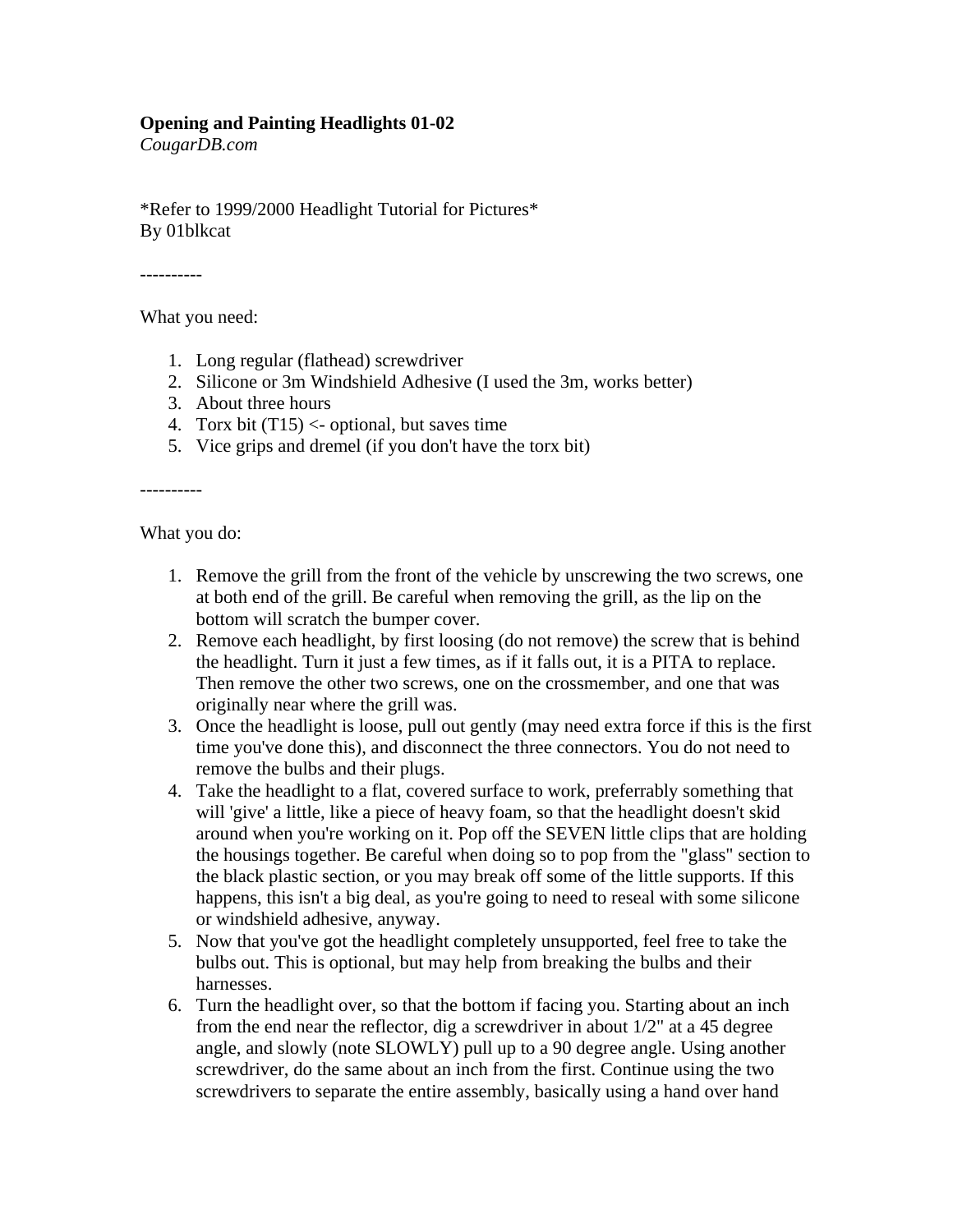**Opening and Painting Headlights 01-02**
*CougarDB.com*

*Refer to 1999/2000 Headlight Tutorial for Pictures*
By 01blkcat

----------

What you need:

1. Long regular (flathead) screwdriver
2. Silicone or 3m Windshield Adhesive (I used the 3m, works better)
3. About three hours
4. Torx bit (T15) <- optional, but saves time
5. Vice grips and dremel (if you don't have the torx bit)

----------

What you do:

1. Remove the grill from the front of the vehicle by unscrewing the two screws, one at both end of the grill. Be careful when removing the grill, as the lip on the bottom will scratch the bumper cover.
2. Remove each headlight, by first loosing (do not remove) the screw that is behind the headlight. Turn it just a few times, as if it falls out, it is a PITA to replace. Then remove the other two screws, one on the crossmember, and one that was originally near where the grill was.
3. Once the headlight is loose, pull out gently (may need extra force if this is the first time you've done this), and disconnect the three connectors. You do not need to remove the bulbs and their plugs.
4. Take the headlight to a flat, covered surface to work, preferrably something that will 'give' a little, like a piece of heavy foam, so that the headlight doesn't skid around when you're working on it. Pop off the SEVEN little clips that are holding the housings together. Be careful when doing so to pop from the "glass" section to the black plastic section, or you may break off some of the little supports. If this happens, this isn't a big deal, as you're going to need to reseal with some silicone or windshield adhesive, anyway.
5. Now that you've got the headlight completely unsupported, feel free to take the bulbs out. This is optional, but may help from breaking the bulbs and their harnesses.
6. Turn the headlight over, so that the bottom if facing you. Starting about an inch from the end near the reflector, dig a screwdriver in about 1/2" at a 45 degree angle, and slowly (note SLOWLY) pull up to a 90 degree angle. Using another screwdriver, do the same about an inch from the first. Continue using the two screwdrivers to separate the entire assembly, basically using a hand over hand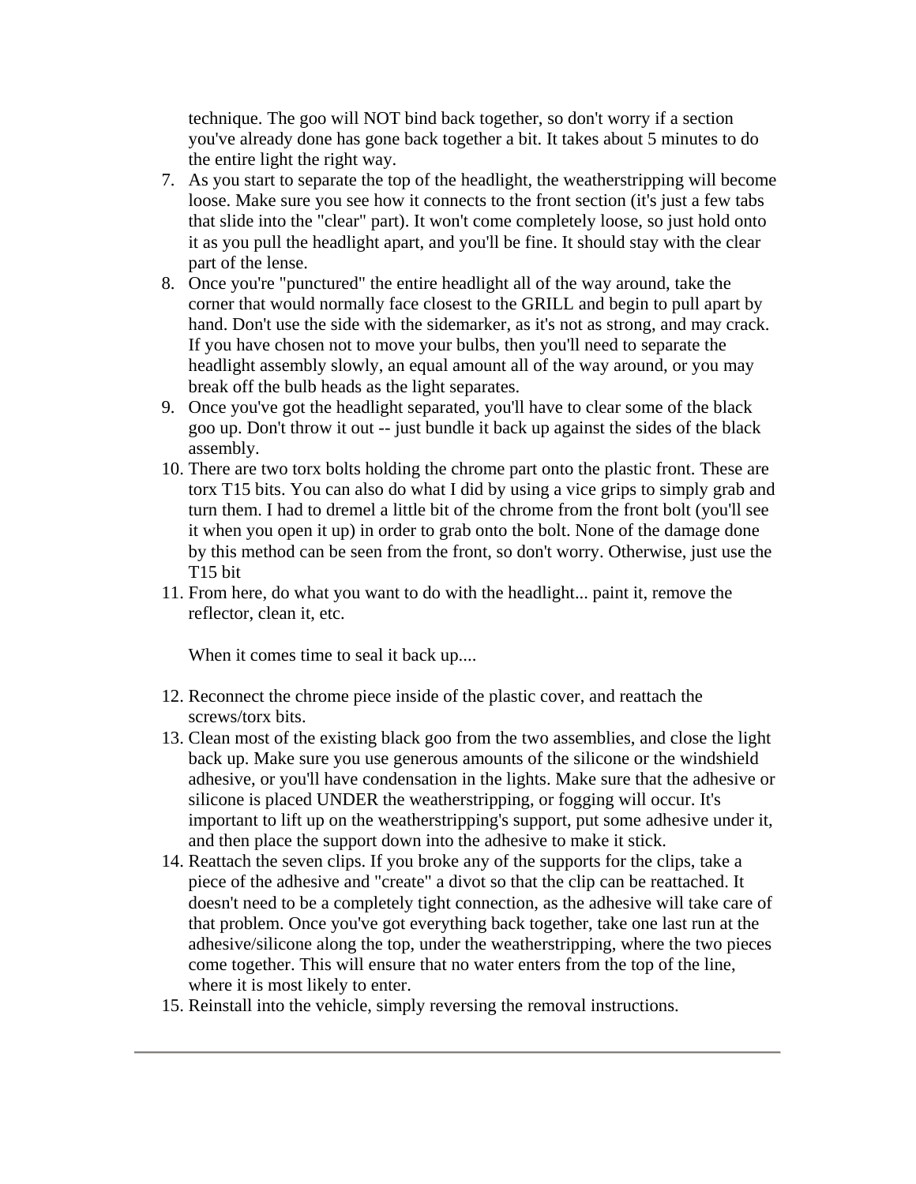technique. The goo will NOT bind back together, so don't worry if a section you've already done has gone back together a bit. It takes about 5 minutes to do the entire light the right way.

7. As you start to separate the top of the headlight, the weatherstripping will become loose. Make sure you see how it connects to the front section (it's just a few tabs that slide into the "clear" part). It won't come completely loose, so just hold onto it as you pull the headlight apart, and you'll be fine. It should stay with the clear part of the lense.
8. Once you're "punctured" the entire headlight all of the way around, take the corner that would normally face closest to the GRILL and begin to pull apart by hand. Don't use the side with the sidemarker, as it's not as strong, and may crack. If you have chosen not to move your bulbs, then you'll need to separate the headlight assembly slowly, an equal amount all of the way around, or you may break off the bulb heads as the light separates.
9. Once you've got the headlight separated, you'll have to clear some of the black goo up. Don't throw it out -- just bundle it back up against the sides of the black assembly.
10. There are two torx bolts holding the chrome part onto the plastic front. These are torx T15 bits. You can also do what I did by using a vice grips to simply grab and turn them. I had to dremel a little bit of the chrome from the front bolt (you'll see it when you open it up) in order to grab onto the bolt. None of the damage done by this method can be seen from the front, so don't worry. Otherwise, just use the T15 bit
11. From here, do what you want to do with the headlight... paint it, remove the reflector, clean it, etc.

    When it comes time to seal it back up....

12. Reconnect the chrome piece inside of the plastic cover, and reattach the screws/torx bits.
13. Clean most of the existing black goo from the two assemblies, and close the light back up. Make sure you use generous amounts of the silicone or the windshield adhesive, or you'll have condensation in the lights. Make sure that the adhesive or silicone is placed UNDER the weatherstripping, or fogging will occur. It's important to lift up on the weatherstripping's support, put some adhesive under it, and then place the support down into the adhesive to make it stick.
14. Reattach the seven clips. If you broke any of the supports for the clips, take a piece of the adhesive and "create" a divot so that the clip can be reattached. It doesn't need to be a completely tight connection, as the adhesive will take care of that problem. Once you've got everything back together, take one last run at the adhesive/silicone along the top, under the weatherstripping, where the two pieces come together. This will ensure that no water enters from the top of the line, where it is most likely to enter.
15. Reinstall into the vehicle, simply reversing the removal instructions.

---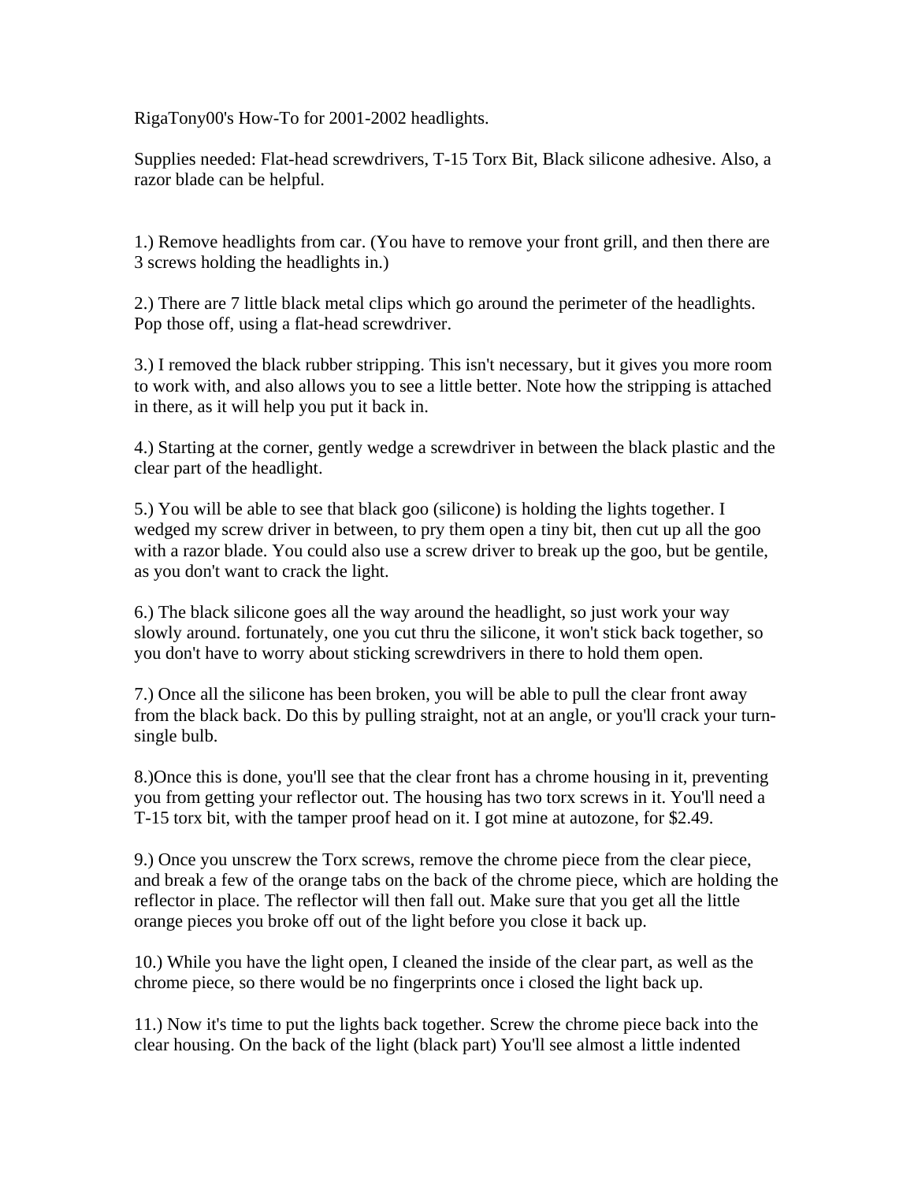RigaTony00's How-To for 2001-2002 headlights.

Supplies needed: Flat-head screwdrivers, T-15 Torx Bit, Black silicone adhesive. Also, a razor blade can be helpful.

1.) Remove headlights from car. (You have to remove your front grill, and then there are 3 screws holding the headlights in.)

2.) There are 7 little black metal clips which go around the perimeter of the headlights. Pop those off, using a flat-head screwdriver.

3.) I removed the black rubber stripping. This isn't necessary, but it gives you more room to work with, and also allows you to see a little better. Note how the stripping is attached in there, as it will help you put it back in.

4.) Starting at the corner, gently wedge a screwdriver in between the black plastic and the clear part of the headlight.

5.) You will be able to see that black goo (silicone) is holding the lights together. I wedged my screw driver in between, to pry them open a tiny bit, then cut up all the goo with a razor blade. You could also use a screw driver to break up the goo, but be gentile, as you don't want to crack the light.

6.) The black silicone goes all the way around the headlight, so just work your way slowly around. fortunately, one you cut thru the silicone, it won't stick back together, so you don't have to worry about sticking screwdrivers in there to hold them open.

7.) Once all the silicone has been broken, you will be able to pull the clear front away from the black back. Do this by pulling straight, not at an angle, or you'll crack your turn-single bulb.

8.)Once this is done, you'll see that the clear front has a chrome housing in it, preventing you from getting your reflector out. The housing has two torx screws in it. You'll need a T-15 torx bit, with the tamper proof head on it. I got mine at autozone, for $2.49.

9.) Once you unscrew the Torx screws, remove the chrome piece from the clear piece, and break a few of the orange tabs on the back of the chrome piece, which are holding the reflector in place. The reflector will then fall out. Make sure that you get all the little orange pieces you broke off out of the light before you close it back up.

10.) While you have the light open, I cleaned the inside of the clear part, as well as the chrome piece, so there would be no fingerprints once i closed the light back up.

11.) Now it's time to put the lights back together. Screw the chrome piece back into the clear housing. On the back of the light (black part) You'll see almost a little indented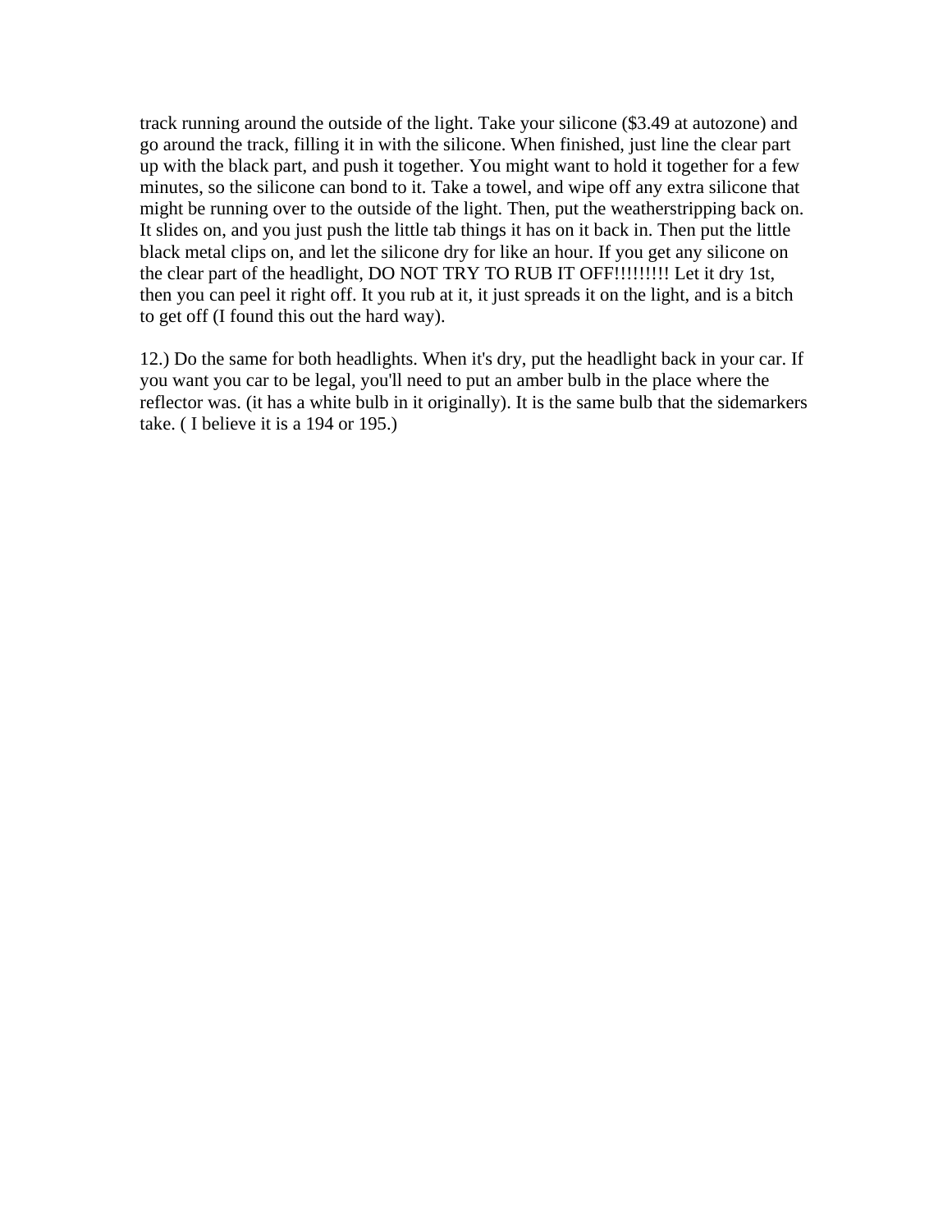track running around the outside of the light. Take your silicone ($3.49 at autozone) and go around the track, filling it in with the silicone. When finished, just line the clear part up with the black part, and push it together. You might want to hold it together for a few minutes, so the silicone can bond to it. Take a towel, and wipe off any extra silicone that might be running over to the outside of the light. Then, put the weatherstripping back on. It slides on, and you just push the little tab things it has on it back in. Then put the little black metal clips on, and let the silicone dry for like an hour. If you get any silicone on the clear part of the headlight, DO NOT TRY TO RUB IT OFF!!!!!!!!! Let it dry 1st, then you can peel it right off. It you rub at it, it just spreads it on the light, and is a bitch to get off (I found this out the hard way).

12.) Do the same for both headlights. When it's dry, put the headlight back in your car. If you want you car to be legal, you'll need to put an amber bulb in the place where the reflector was. (it has a white bulb in it originally). It is the same bulb that the sidemarkers take. ( I believe it is a 194 or 195.)